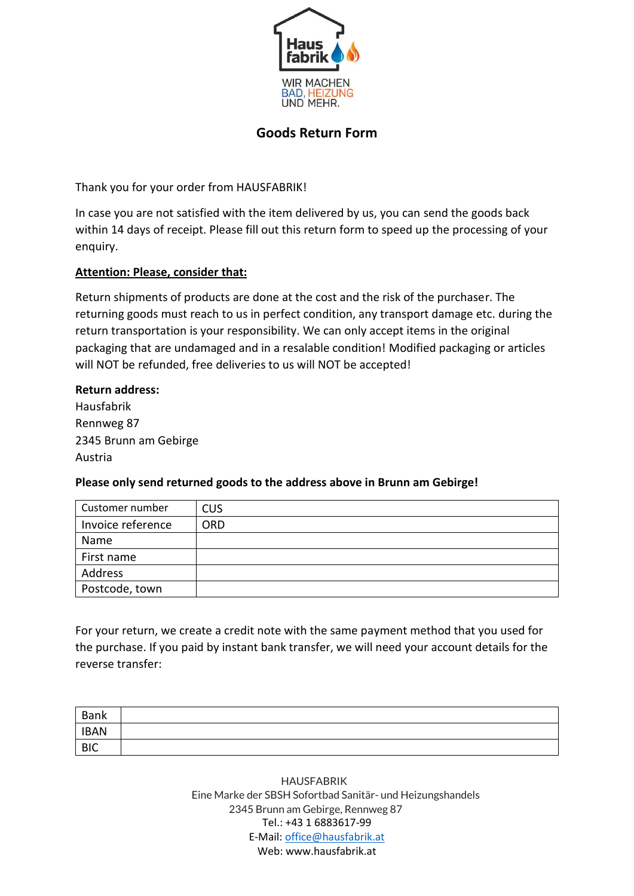Haus fabrik

WIR MACHEN BAD, HEIZUNG UND MEHR.

# Goods Return Form

Thank you for your order from HAUSFABRIK!

In case you are not satisfied with the item delivered by us, you can send the goods back within 14 days of receipt. Please fill out this return form to speed up the processing of your enquiry.

**Attention: Please, consider that:**

Return shipments of products are done at the cost and the risk of the purchaser. The returning goods must reach to us in perfect condition, any transport damage etc. during the return transportation is your responsibility. We can only accept items in the original packaging that are undamaged and in a resalable condition! Modified packaging or articles will NOT be refunded, free deliveries to us will NOT be accepted!

**Return address:**
Hausfabrik
Rennweg 87
2345 Brunn am Gebirge
Austria

**Please only send returned goods to the address above in Brunn am Gebirge!**

| Customer number | CUS |
| --- | --- |
| Invoice reference | ORD |
| Name | |
| First name | |
| Address | |
| Postcode, town | |

For your return, we create a credit note with the same payment method that you used for the purchase. If you paid by instant bank transfer, we will need your account details for the reverse transfer:

| Bank | |
| --- | --- |
| IBAN | |
| BIC | |

HAUSFABRIK
Eine Marke der SBSH Sofortbad Sanitär- und Heizungshandels
2345 Brunn am Gebirge, Rennweg 87
Tel.: +43 1 6883617-99
E-Mail: office@hausfabrik.at
Web: www.hausfabrik.at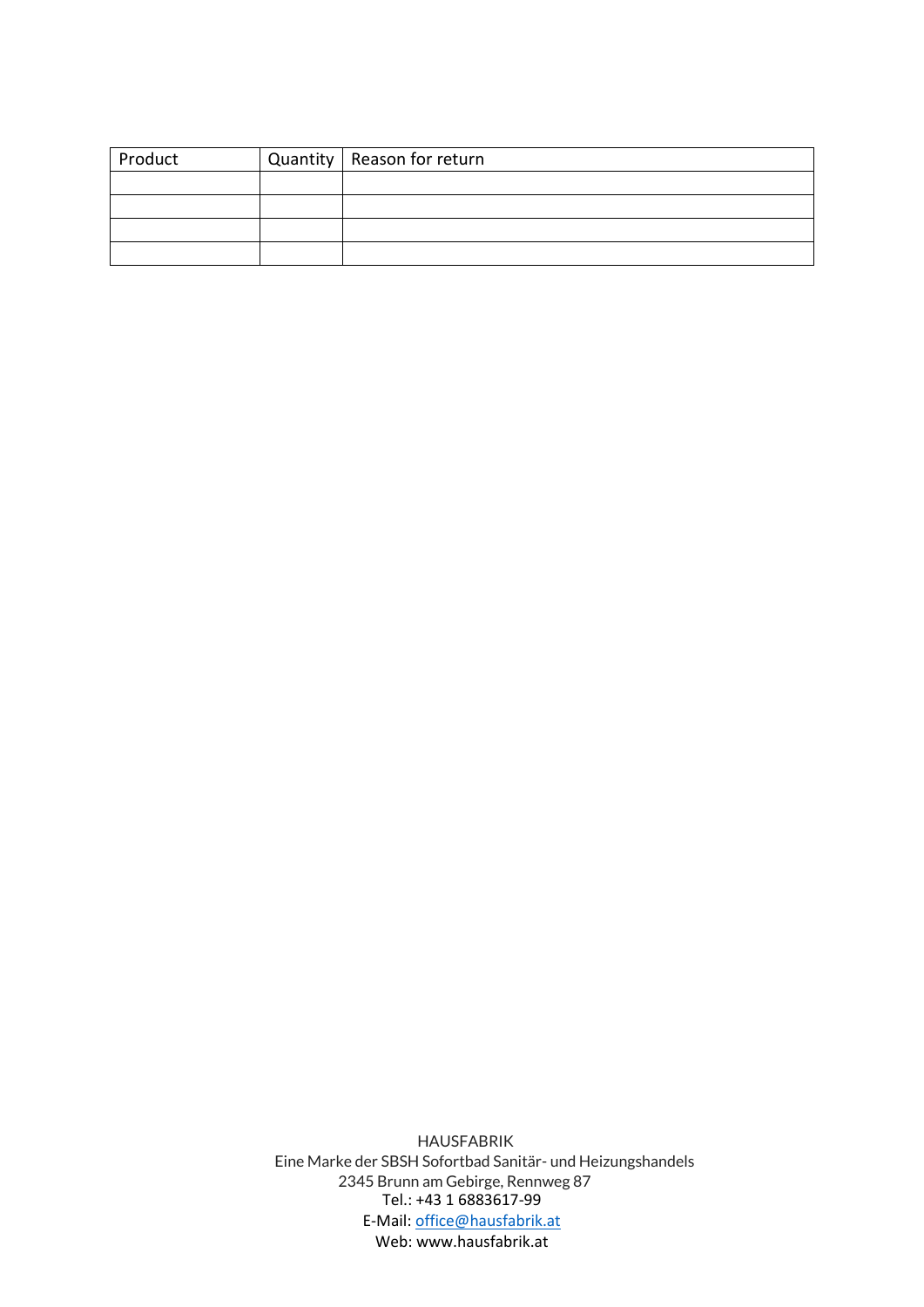| Product | Quantity | Reason for return |
| --- | --- | --- |
| | | |
| | | |
| | | |
| | | |